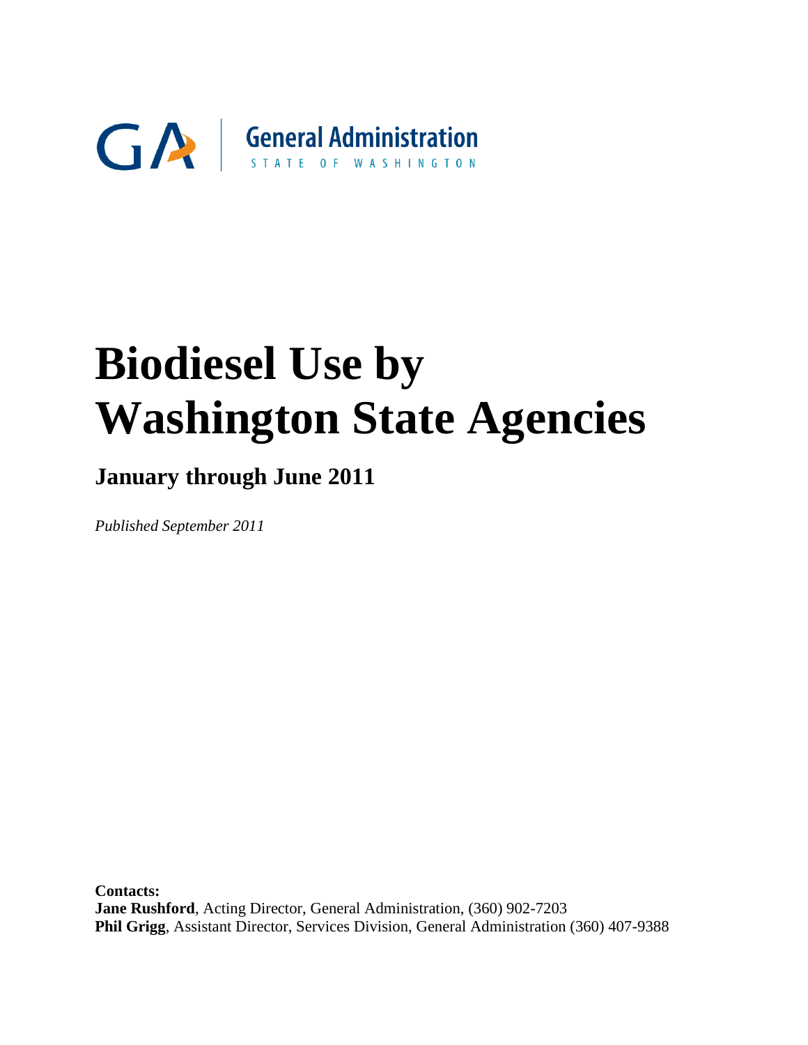General Administration
STATE OF WASHINGTON

# Biodiesel Use by Washington State Agencies

## January through June 2011

*Published September 2011*

**Contacts:**
**Jane Rushford**, Acting Director, General Administration, (360) 902-7203
**Phil Grigg**, Assistant Director, Services Division, General Administration (360) 407-9388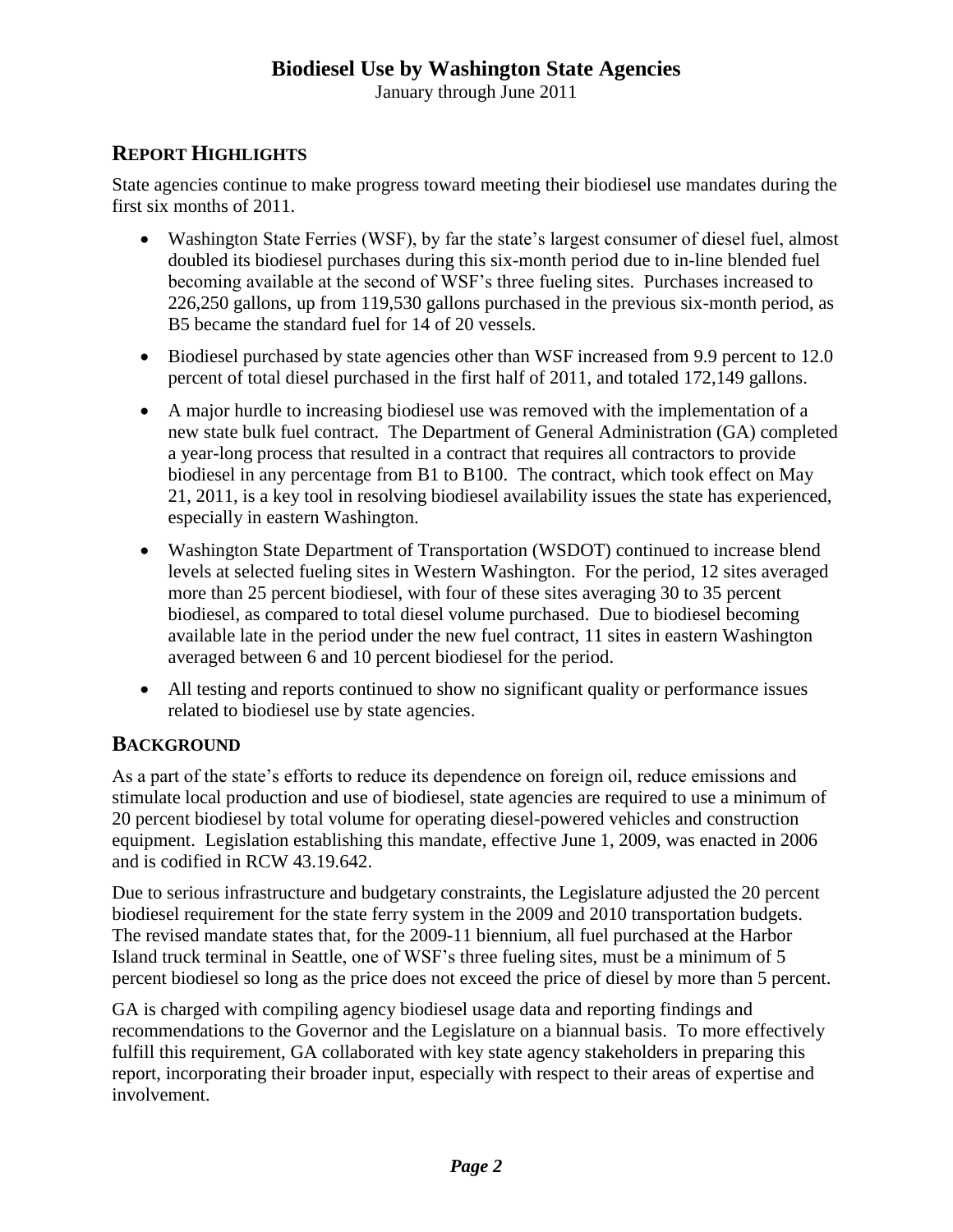## Biodiesel Use by Washington State Agencies

January through June 2011

## REPORT HIGHLIGHTS

State agencies continue to make progress toward meeting their biodiesel use mandates during the first six months of 2011.

- Washington State Ferries (WSF), by far the state's largest consumer of diesel fuel, almost doubled its biodiesel purchases during this six-month period due to in-line blended fuel becoming available at the second of WSF's three fueling sites. Purchases increased to 226,250 gallons, up from 119,530 gallons purchased in the previous six-month period, as B5 became the standard fuel for 14 of 20 vessels.
- Biodiesel purchased by state agencies other than WSF increased from 9.9 percent to 12.0 percent of total diesel purchased in the first half of 2011, and totaled 172,149 gallons.
- A major hurdle to increasing biodiesel use was removed with the implementation of a new state bulk fuel contract. The Department of General Administration (GA) completed a year-long process that resulted in a contract that requires all contractors to provide biodiesel in any percentage from B1 to B100. The contract, which took effect on May 21, 2011, is a key tool in resolving biodiesel availability issues the state has experienced, especially in eastern Washington.
- Washington State Department of Transportation (WSDOT) continued to increase blend levels at selected fueling sites in Western Washington. For the period, 12 sites averaged more than 25 percent biodiesel, with four of these sites averaging 30 to 35 percent biodiesel, as compared to total diesel volume purchased. Due to biodiesel becoming available late in the period under the new fuel contract, 11 sites in eastern Washington averaged between 6 and 10 percent biodiesel for the period.
- All testing and reports continued to show no significant quality or performance issues related to biodiesel use by state agencies.

## BACKGROUND

As a part of the state's efforts to reduce its dependence on foreign oil, reduce emissions and stimulate local production and use of biodiesel, state agencies are required to use a minimum of 20 percent biodiesel by total volume for operating diesel-powered vehicles and construction equipment. Legislation establishing this mandate, effective June 1, 2009, was enacted in 2006 and is codified in RCW 43.19.642.

Due to serious infrastructure and budgetary constraints, the Legislature adjusted the 20 percent biodiesel requirement for the state ferry system in the 2009 and 2010 transportation budgets. The revised mandate states that, for the 2009-11 biennium, all fuel purchased at the Harbor Island truck terminal in Seattle, one of WSF's three fueling sites, must be a minimum of 5 percent biodiesel so long as the price does not exceed the price of diesel by more than 5 percent.

GA is charged with compiling agency biodiesel usage data and reporting findings and recommendations to the Governor and the Legislature on a biannual basis. To more effectively fulfill this requirement, GA collaborated with key state agency stakeholders in preparing this report, incorporating their broader input, especially with respect to their areas of expertise and involvement.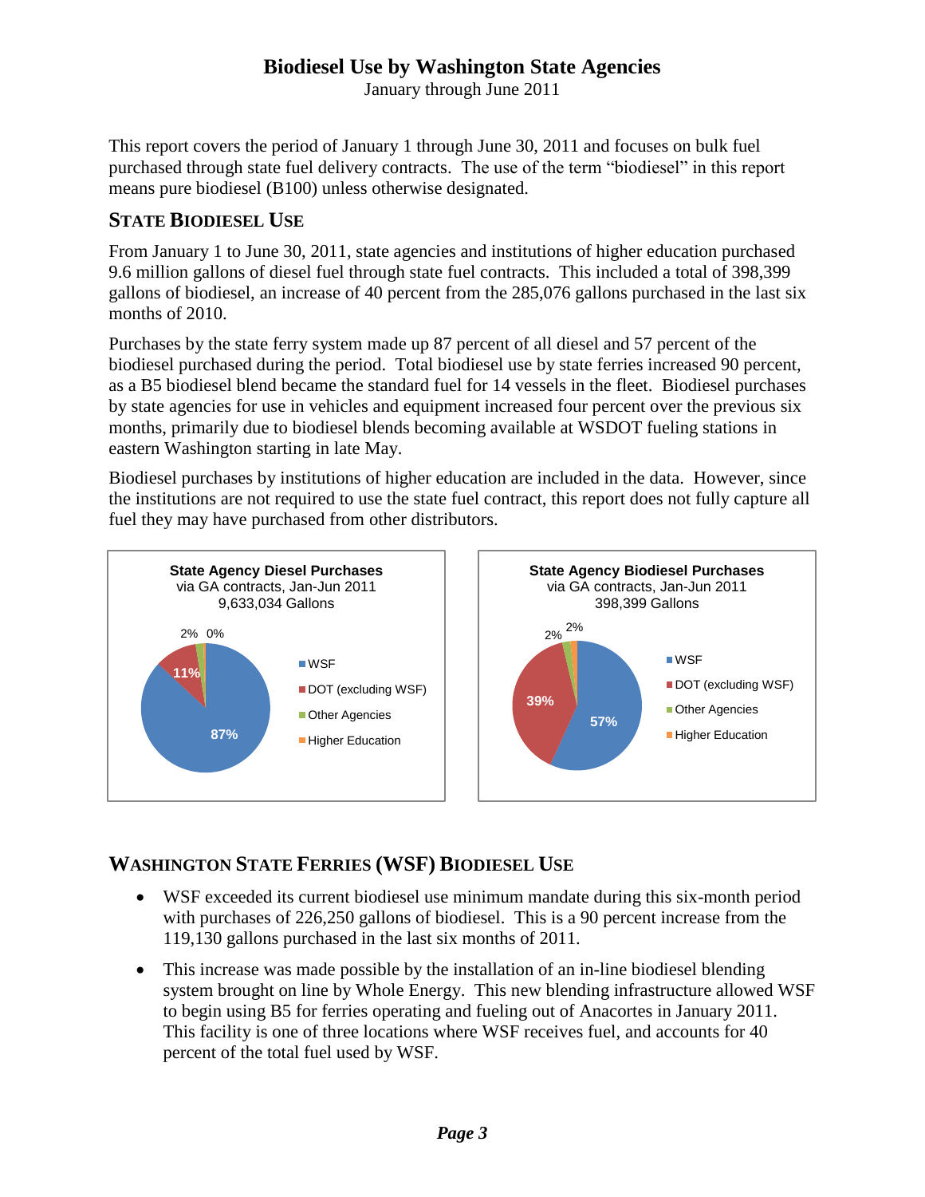# Biodiesel Use by Washington State Agencies

January through June 2011

This report covers the period of January 1 through June 30, 2011 and focuses on bulk fuel purchased through state fuel delivery contracts. The use of the term "biodiesel" in this report means pure biodiesel (B100) unless otherwise designated.

## State Biodiesel Use

From January 1 to June 30, 2011, state agencies and institutions of higher education purchased 9.6 million gallons of diesel fuel through state fuel contracts. This included a total of 398,399 gallons of biodiesel, an increase of 40 percent from the 285,076 gallons purchased in the last six months of 2010.

Purchases by the state ferry system made up 87 percent of all diesel and 57 percent of the biodiesel purchased during the period. Total biodiesel use by state ferries increased 90 percent, as a B5 biodiesel blend became the standard fuel for 14 vessels in the fleet. Biodiesel purchases by state agencies for use in vehicles and equipment increased four percent over the previous six months, primarily due to biodiesel blends becoming available at WSDOT fueling stations in eastern Washington starting in late May.

Biodiesel purchases by institutions of higher education are included in the data. However, since the institutions are not required to use the state fuel contract, this report does not fully capture all fuel they may have purchased from other distributors.

**State Agency Diesel Purchases**
via GA contracts, Jan-Jun 2011
9,633,034 Gallons

| Category | Share |
|---|---|
| WSF | 87% |
| DOT (excluding WSF) | 11% |
| Other Agencies | 2% |
| Higher Education | 0% |

**State Agency Biodiesel Purchases**
via GA contracts, Jan-Jun 2011
398,399 Gallons

| Category | Share |
|---|---|
| WSF | 57% |
| DOT (excluding WSF) | 39% |
| Other Agencies | 2% |
| Higher Education | 2% |

## Washington State Ferries (WSF) Biodiesel Use

- WSF exceeded its current biodiesel use minimum mandate during this six-month period with purchases of 226,250 gallons of biodiesel. This is a 90 percent increase from the 119,130 gallons purchased in the last six months of 2011.
- This increase was made possible by the installation of an in-line biodiesel blending system brought on line by Whole Energy. This new blending infrastructure allowed WSF to begin using B5 for ferries operating and fueling out of Anacortes in January 2011. This facility is one of three locations where WSF receives fuel, and accounts for 40 percent of the total fuel used by WSF.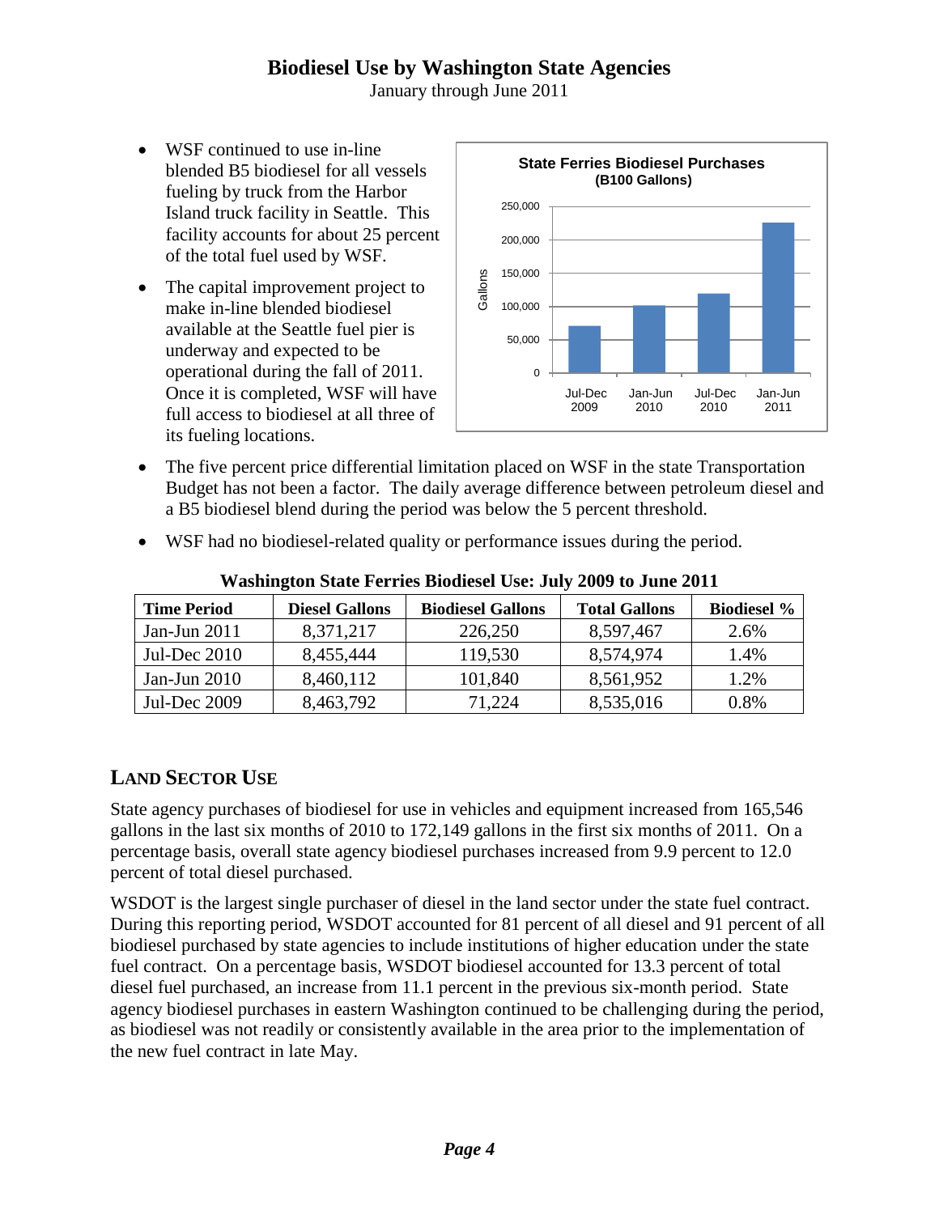- WSF continued to use in-line blended B5 biodiesel for all vessels fueling by truck from the Harbor Island truck facility in Seattle. This facility accounts for about 25 percent of the total fuel used by WSF.
- The capital improvement project to make in-line blended biodiesel available at the Seattle fuel pier is underway and expected to be operational during the fall of 2011. Once it is completed, WSF will have full access to biodiesel at all three of its fueling locations.

**State Ferries Biodiesel Purchases**
**(B100 Gallons)**

- The five percent price differential limitation placed on WSF in the state Transportation Budget has not been a factor. The daily average difference between petroleum diesel and a B5 biodiesel blend during the period was below the 5 percent threshold.
- WSF had no biodiesel-related quality or performance issues during the period.

**Washington State Ferries Biodiesel Use: July 2009 to June 2011**

| Time Period | Diesel Gallons | Biodiesel Gallons | Total Gallons | Biodiesel % |
|---|---|---|---|---|
| Jan-Jun 2011 | 8,371,217 | 226,250 | 8,597,467 | 2.6% |
| Jul-Dec 2010 | 8,455,444 | 119,530 | 8,574,974 | 1.4% |
| Jan-Jun 2010 | 8,460,112 | 101,840 | 8,561,952 | 1.2% |
| Jul-Dec 2009 | 8,463,792 | 71,224 | 8,535,016 | 0.8% |

## LAND SECTOR USE

State agency purchases of biodiesel for use in vehicles and equipment increased from 165,546 gallons in the last six months of 2010 to 172,149 gallons in the first six months of 2011. On a percentage basis, overall state agency biodiesel purchases increased from 9.9 percent to 12.0 percent of total diesel purchased.

WSDOT is the largest single purchaser of diesel in the land sector under the state fuel contract. During this reporting period, WSDOT accounted for 81 percent of all diesel and 91 percent of all biodiesel purchased by state agencies to include institutions of higher education under the state fuel contract. On a percentage basis, WSDOT biodiesel accounted for 13.3 percent of total diesel fuel purchased, an increase from 11.1 percent in the previous six-month period. State agency biodiesel purchases in eastern Washington continued to be challenging during the period, as biodiesel was not readily or consistently available in the area prior to the implementation of the new fuel contract in late May.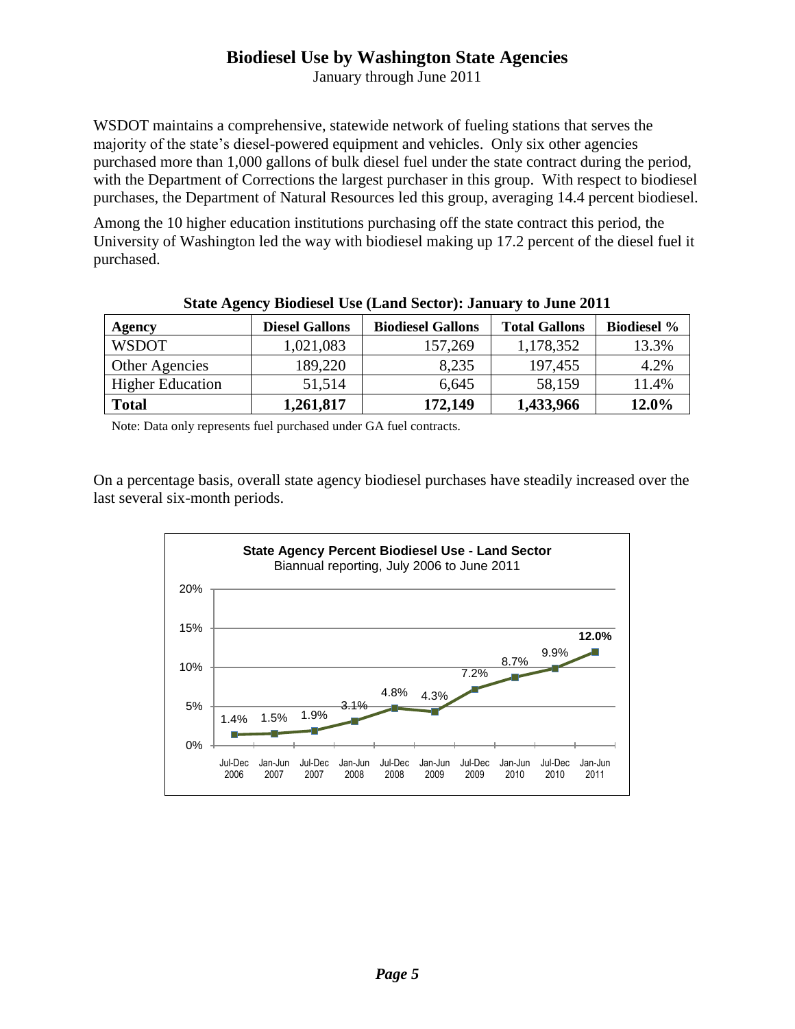# Biodiesel Use by Washington State Agencies

January through June 2011

WSDOT maintains a comprehensive, statewide network of fueling stations that serves the majority of the state's diesel-powered equipment and vehicles. Only six other agencies purchased more than 1,000 gallons of bulk diesel fuel under the state contract during the period, with the Department of Corrections the largest purchaser in this group. With respect to biodiesel purchases, the Department of Natural Resources led this group, averaging 14.4 percent biodiesel.

Among the 10 higher education institutions purchasing off the state contract this period, the University of Washington led the way with biodiesel making up 17.2 percent of the diesel fuel it purchased.

**State Agency Biodiesel Use (Land Sector): January to June 2011**

| Agency | Diesel Gallons | Biodiesel Gallons | Total Gallons | Biodiesel % |
|---|---|---|---|---|
| WSDOT | 1,021,083 | 157,269 | 1,178,352 | 13.3% |
| Other Agencies | 189,220 | 8,235 | 197,455 | 4.2% |
| Higher Education | 51,514 | 6,645 | 58,159 | 11.4% |
| **Total** | **1,261,817** | **172,149** | **1,433,966** | **12.0%** |

Note: Data only represents fuel purchased under GA fuel contracts.

On a percentage basis, overall state agency biodiesel purchases have steadily increased over the last several six-month periods.

**State Agency Percent Biodiesel Use - Land Sector**
Biannual reporting, July 2006 to June 2011

| Period | Biodiesel % |
|---|---|
| Jul-Dec 2006 | 1.4% |
| Jan-Jun 2007 | 1.5% |
| Jul-Dec 2007 | 1.9% |
| Jan-Jun 2008 | 3.1% |
| Jul-Dec 2008 | 4.8% |
| Jan-Jun 2009 | 4.3% |
| Jul-Dec 2009 | 7.2% |
| Jan-Jun 2010 | 8.7% |
| Jul-Dec 2010 | 9.9% |
| Jan-Jun 2011 | **12.0%** |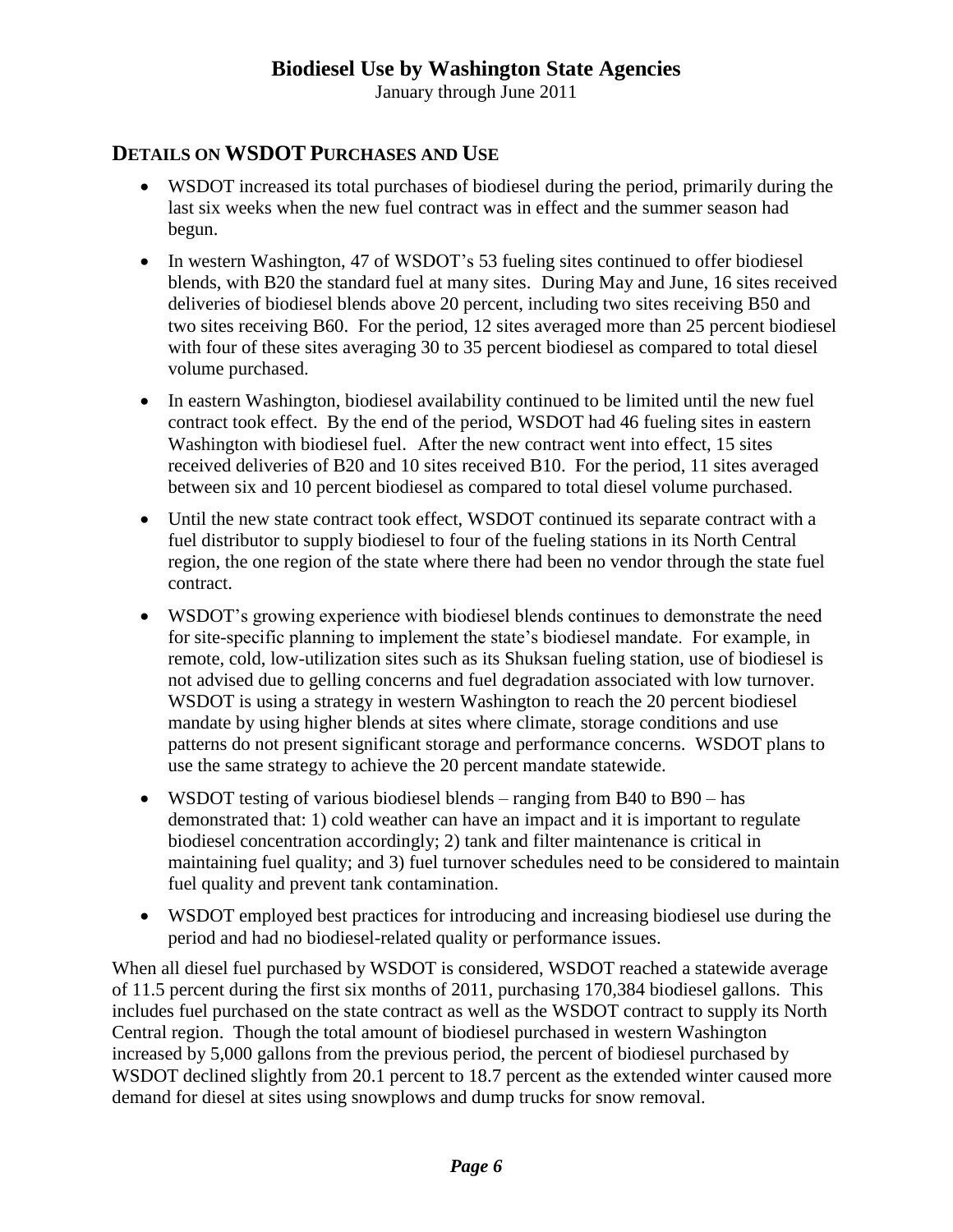## DETAILS ON WSDOT PURCHASES AND USE

- WSDOT increased its total purchases of biodiesel during the period, primarily during the last six weeks when the new fuel contract was in effect and the summer season had begun.
- In western Washington, 47 of WSDOT's 53 fueling sites continued to offer biodiesel blends, with B20 the standard fuel at many sites. During May and June, 16 sites received deliveries of biodiesel blends above 20 percent, including two sites receiving B50 and two sites receiving B60. For the period, 12 sites averaged more than 25 percent biodiesel with four of these sites averaging 30 to 35 percent biodiesel as compared to total diesel volume purchased.
- In eastern Washington, biodiesel availability continued to be limited until the new fuel contract took effect. By the end of the period, WSDOT had 46 fueling sites in eastern Washington with biodiesel fuel. After the new contract went into effect, 15 sites received deliveries of B20 and 10 sites received B10. For the period, 11 sites averaged between six and 10 percent biodiesel as compared to total diesel volume purchased.
- Until the new state contract took effect, WSDOT continued its separate contract with a fuel distributor to supply biodiesel to four of the fueling stations in its North Central region, the one region of the state where there had been no vendor through the state fuel contract.
- WSDOT's growing experience with biodiesel blends continues to demonstrate the need for site-specific planning to implement the state's biodiesel mandate. For example, in remote, cold, low-utilization sites such as its Shuksan fueling station, use of biodiesel is not advised due to gelling concerns and fuel degradation associated with low turnover. WSDOT is using a strategy in western Washington to reach the 20 percent biodiesel mandate by using higher blends at sites where climate, storage conditions and use patterns do not present significant storage and performance concerns. WSDOT plans to use the same strategy to achieve the 20 percent mandate statewide.
- WSDOT testing of various biodiesel blends – ranging from B40 to B90 – has demonstrated that: 1) cold weather can have an impact and it is important to regulate biodiesel concentration accordingly; 2) tank and filter maintenance is critical in maintaining fuel quality; and 3) fuel turnover schedules need to be considered to maintain fuel quality and prevent tank contamination.
- WSDOT employed best practices for introducing and increasing biodiesel use during the period and had no biodiesel-related quality or performance issues.

When all diesel fuel purchased by WSDOT is considered, WSDOT reached a statewide average of 11.5 percent during the first six months of 2011, purchasing 170,384 biodiesel gallons. This includes fuel purchased on the state contract as well as the WSDOT contract to supply its North Central region. Though the total amount of biodiesel purchased in western Washington increased by 5,000 gallons from the previous period, the percent of biodiesel purchased by WSDOT declined slightly from 20.1 percent to 18.7 percent as the extended winter caused more demand for diesel at sites using snowplows and dump trucks for snow removal.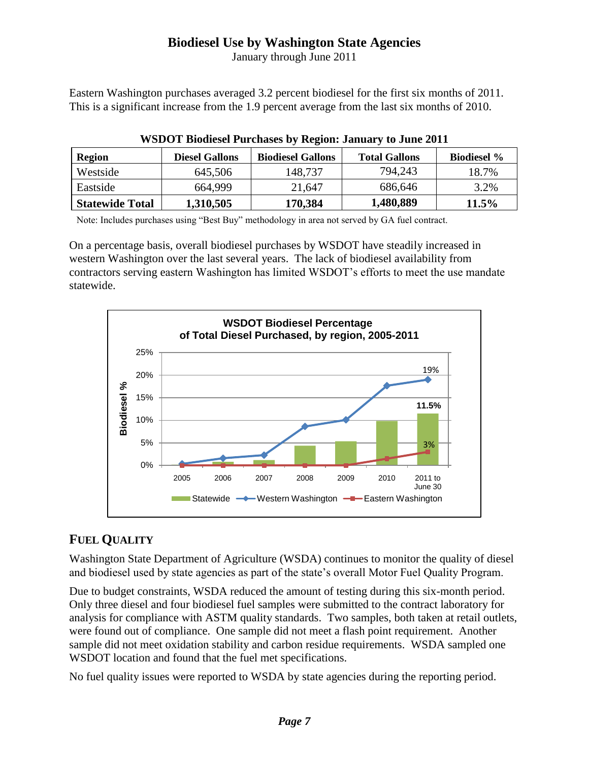# Biodiesel Use by Washington State Agencies

January through June 2011

Eastern Washington purchases averaged 3.2 percent biodiesel for the first six months of 2011. This is a significant increase from the 1.9 percent average from the last six months of 2010.

**WSDOT Biodiesel Purchases by Region: January to June 2011**

| Region | Diesel Gallons | Biodiesel Gallons | Total Gallons | Biodiesel % |
|---|---|---|---|---|
| Westside | 645,506 | 148,737 | 794,243 | 18.7% |
| Eastside | 664,999 | 21,647 | 686,646 | 3.2% |
| **Statewide Total** | **1,310,505** | **170,384** | **1,480,889** | **11.5%** |

Note: Includes purchases using "Best Buy" methodology in area not served by GA fuel contract.

On a percentage basis, overall biodiesel purchases by WSDOT have steadily increased in western Washington over the last several years. The lack of biodiesel availability from contractors serving eastern Washington has limited WSDOT's efforts to meet the use mandate statewide.

**WSDOT Biodiesel Percentage of Total Diesel Purchased, by region, 2005-2011**

## FUEL QUALITY

Washington State Department of Agriculture (WSDA) continues to monitor the quality of diesel and biodiesel used by state agencies as part of the state's overall Motor Fuel Quality Program.

Due to budget constraints, WSDA reduced the amount of testing during this six-month period. Only three diesel and four biodiesel fuel samples were submitted to the contract laboratory for analysis for compliance with ASTM quality standards. Two samples, both taken at retail outlets, were found out of compliance. One sample did not meet a flash point requirement. Another sample did not meet oxidation stability and carbon residue requirements. WSDA sampled one WSDOT location and found that the fuel met specifications.

No fuel quality issues were reported to WSDA by state agencies during the reporting period.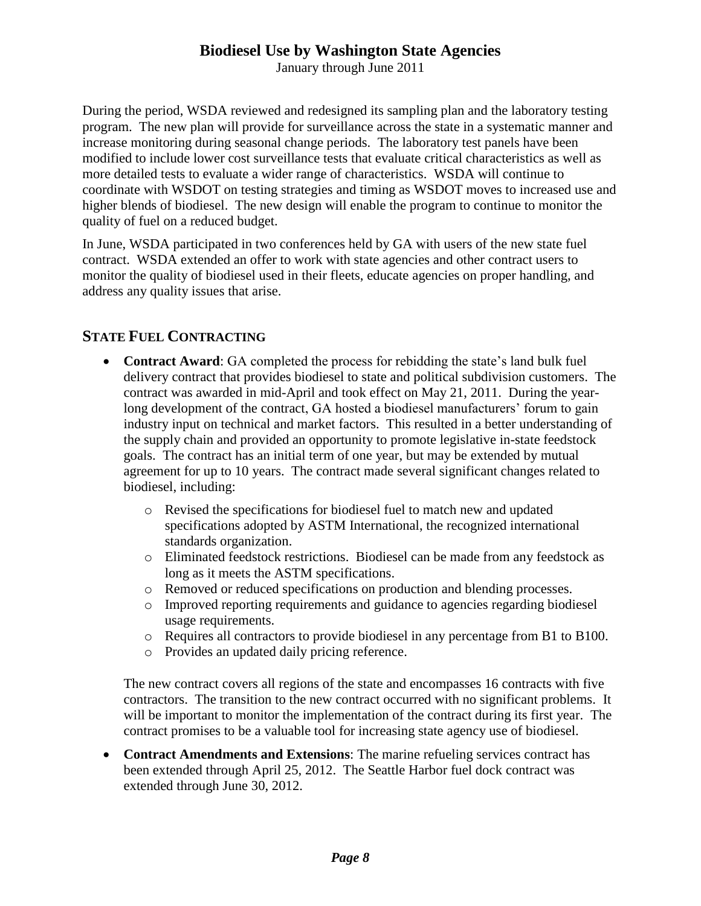During the period, WSDA reviewed and redesigned its sampling plan and the laboratory testing program. The new plan will provide for surveillance across the state in a systematic manner and increase monitoring during seasonal change periods. The laboratory test panels have been modified to include lower cost surveillance tests that evaluate critical characteristics as well as more detailed tests to evaluate a wider range of characteristics. WSDA will continue to coordinate with WSDOT on testing strategies and timing as WSDOT moves to increased use and higher blends of biodiesel. The new design will enable the program to continue to monitor the quality of fuel on a reduced budget.

In June, WSDA participated in two conferences held by GA with users of the new state fuel contract. WSDA extended an offer to work with state agencies and other contract users to monitor the quality of biodiesel used in their fleets, educate agencies on proper handling, and address any quality issues that arise.

## STATE FUEL CONTRACTING

- **Contract Award**: GA completed the process for rebidding the state's land bulk fuel delivery contract that provides biodiesel to state and political subdivision customers. The contract was awarded in mid-April and took effect on May 21, 2011. During the year-long development of the contract, GA hosted a biodiesel manufacturers' forum to gain industry input on technical and market factors. This resulted in a better understanding of the supply chain and provided an opportunity to promote legislative in-state feedstock goals. The contract has an initial term of one year, but may be extended by mutual agreement for up to 10 years. The contract made several significant changes related to biodiesel, including:
  - Revised the specifications for biodiesel fuel to match new and updated specifications adopted by ASTM International, the recognized international standards organization.
  - Eliminated feedstock restrictions. Biodiesel can be made from any feedstock as long as it meets the ASTM specifications.
  - Removed or reduced specifications on production and blending processes.
  - Improved reporting requirements and guidance to agencies regarding biodiesel usage requirements.
  - Requires all contractors to provide biodiesel in any percentage from B1 to B100.
  - Provides an updated daily pricing reference.

  The new contract covers all regions of the state and encompasses 16 contracts with five contractors. The transition to the new contract occurred with no significant problems. It will be important to monitor the implementation of the contract during its first year. The contract promises to be a valuable tool for increasing state agency use of biodiesel.

- **Contract Amendments and Extensions**: The marine refueling services contract has been extended through April 25, 2012. The Seattle Harbor fuel dock contract was extended through June 30, 2012.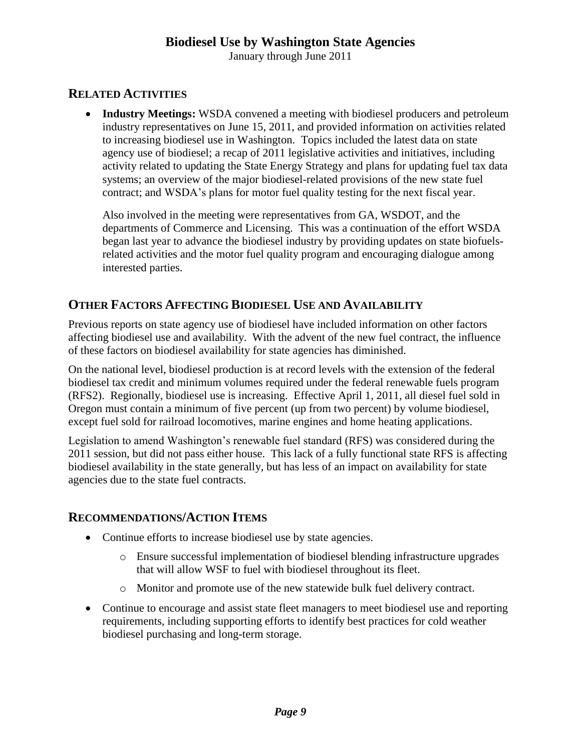## Related Activities

- **Industry Meetings:** WSDA convened a meeting with biodiesel producers and petroleum industry representatives on June 15, 2011, and provided information on activities related to increasing biodiesel use in Washington. Topics included the latest data on state agency use of biodiesel; a recap of 2011 legislative activities and initiatives, including activity related to updating the State Energy Strategy and plans for updating fuel tax data systems; an overview of the major biodiesel-related provisions of the new state fuel contract; and WSDA's plans for motor fuel quality testing for the next fiscal year.

  Also involved in the meeting were representatives from GA, WSDOT, and the departments of Commerce and Licensing. This was a continuation of the effort WSDA began last year to advance the biodiesel industry by providing updates on state biofuels-related activities and the motor fuel quality program and encouraging dialogue among interested parties.

## Other Factors Affecting Biodiesel Use and Availability

Previous reports on state agency use of biodiesel have included information on other factors affecting biodiesel use and availability. With the advent of the new fuel contract, the influence of these factors on biodiesel availability for state agencies has diminished.

On the national level, biodiesel production is at record levels with the extension of the federal biodiesel tax credit and minimum volumes required under the federal renewable fuels program (RFS2). Regionally, biodiesel use is increasing. Effective April 1, 2011, all diesel fuel sold in Oregon must contain a minimum of five percent (up from two percent) by volume biodiesel, except fuel sold for railroad locomotives, marine engines and home heating applications.

Legislation to amend Washington's renewable fuel standard (RFS) was considered during the 2011 session, but did not pass either house. This lack of a fully functional state RFS is affecting biodiesel availability in the state generally, but has less of an impact on availability for state agencies due to the state fuel contracts.

## Recommendations/Action Items

- Continue efforts to increase biodiesel use by state agencies.
  - Ensure successful implementation of biodiesel blending infrastructure upgrades that will allow WSF to fuel with biodiesel throughout its fleet.
  - Monitor and promote use of the new statewide bulk fuel delivery contract.
- Continue to encourage and assist state fleet managers to meet biodiesel use and reporting requirements, including supporting efforts to identify best practices for cold weather biodiesel purchasing and long-term storage.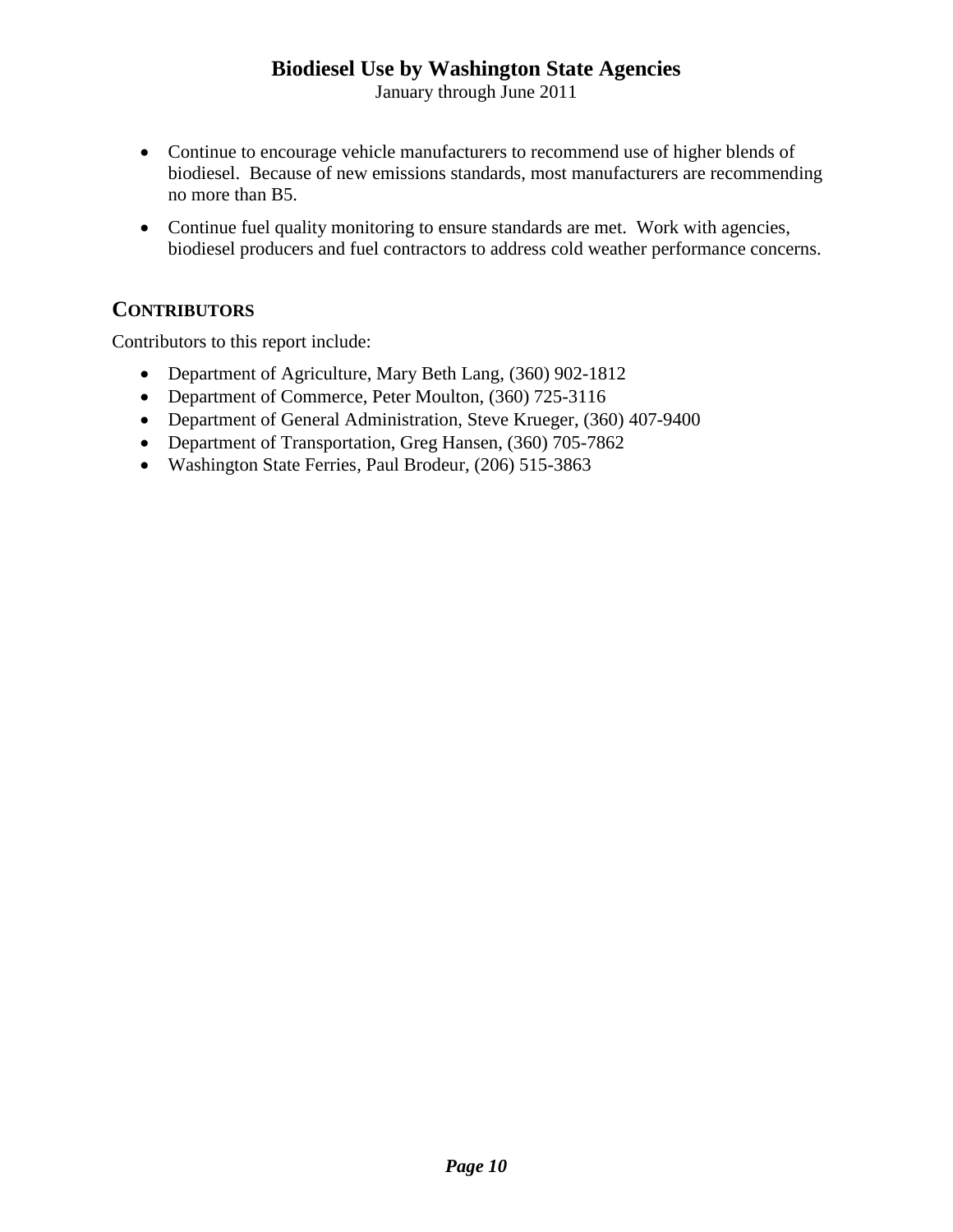- Continue to encourage vehicle manufacturers to recommend use of higher blends of biodiesel. Because of new emissions standards, most manufacturers are recommending no more than B5.
- Continue fuel quality monitoring to ensure standards are met. Work with agencies, biodiesel producers and fuel contractors to address cold weather performance concerns.

## CONTRIBUTORS

Contributors to this report include:

- Department of Agriculture, Mary Beth Lang, (360) 902-1812
- Department of Commerce, Peter Moulton, (360) 725-3116
- Department of General Administration, Steve Krueger, (360) 407-9400
- Department of Transportation, Greg Hansen, (360) 705-7862
- Washington State Ferries, Paul Brodeur, (206) 515-3863